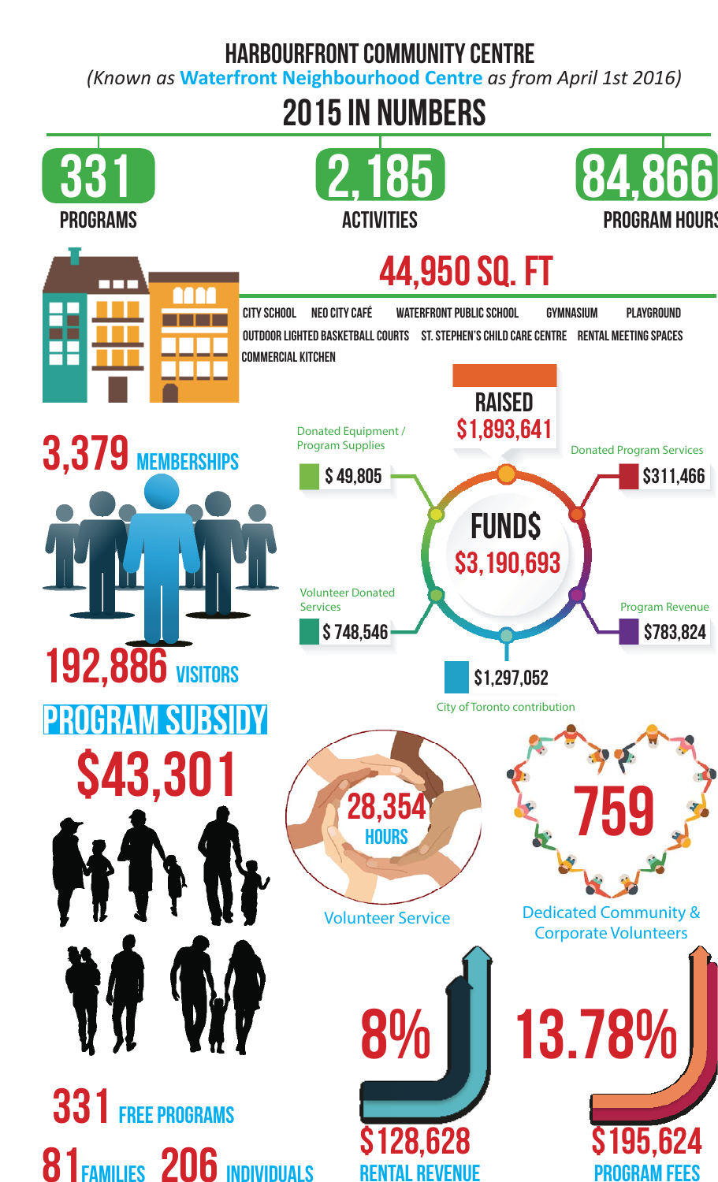# HARBOURFRONT COMMUNITY CENTRE

*(Known as **Waterfront Neighbourhood Centre** as from April 1st 2016)*

## 2015 IN NUMBERS

**331** PROGRAMS

**2,185** ACTIVITIES

**84,866** PROGRAM HOURS

**44,950 SQ. FT**

CITY SCHOOL · NEO CITY CAFÉ · WATERFRONT PUBLIC SCHOOL · GYMNASIUM · PLAYGROUND · OUTDOOR LIGHTED BASKETBALL COURTS · ST. STEPHEN'S CHILD CARE CENTRE · RENTAL MEETING SPACES · COMMERCIAL KITCHEN

**3,379** MEMBERSHIPS

**192,886** VISITORS

### FUND$ $3,190,693

RAISED $1,893,641

- Donated Equipment / Program Supplies: $ 49,805
- Donated Program Services: $311,466
- Volunteer Donated Services: $ 748,546
- Program Revenue: $783,824
- City of Toronto contribution: $1,297,052

### PROGRAM SUBSIDY

**$43,301**

**331** FREE PROGRAMS

**81** FAMILIES **206** INDIVIDUALS

**28,354** HOURS

Volunteer Service

**759**

Dedicated Community & Corporate Volunteers

**8%** $128,628 RENTAL REVENUE

**13.78%** $195,624 PROGRAM FEES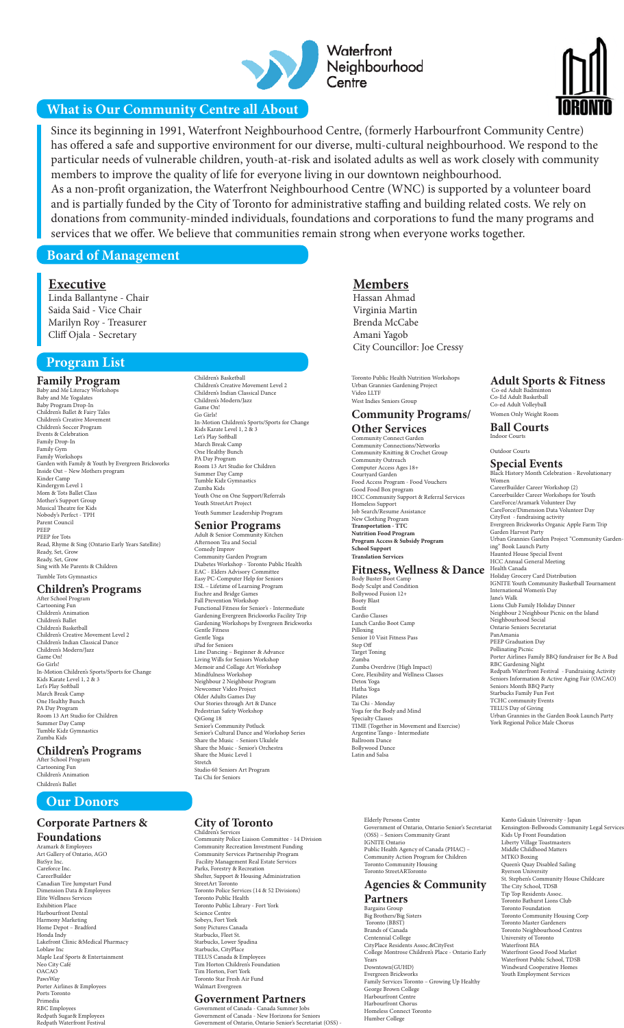Waterfront Neighbourhood Centre

TORONTO

## What is Our Community Centre all About

Since its beginning in 1991, Waterfront Neighbourhood Centre, (formerly Harbourfront Community Centre) has offered a safe and supportive environment for our diverse, multi-cultural neighbourhood. We respond to the particular needs of vulnerable children, youth-at-risk and isolated adults as well as work closely with community members to improve the quality of life for everyone living in our downtown neighbourhood.

As a non-profit organization, the Waterfront Neighbourhood Centre (WNC) is supported by a volunteer board and is partially funded by the City of Toronto for administrative staffing and building related costs. We rely on donations from community-minded individuals, foundations and corporations to fund the many programs and services that we offer. We believe that communities remain strong when everyone works together.

## Board of Management

### Executive

Linda Ballantyne - Chair
Saida Said - Vice Chair
Marilyn Roy - Treasurer
Cliff Ojala - Secretary

### Members

Hassan Ahmad
Virginia Martin
Brenda McCabe
Amani Yagob
City Councillor: Joe Cressy

## Program List

### Family Program

Baby and Me Literacy Workshops
Baby and Me Yogalates
Baby Program Drop-In
Children's Ballet & Fairy Tales
Children's Creative Movement
Children's Soccer Program
Events & Celebration
Family Drop-In
Family Gym
Family Workshops
Garden with Family & Youth by Evergreen Brickworks
Inside Out – New Mothers program
Kinder Camp
Kindergym Level 1
Mom & Tots Ballet Class
Mother's Support Group
Musical Theatre for Kids
Nobody's Perfect - TPH
Parent Council
PEEP
PEEP for Tots
Read, Rhyme & Sing (Ontario Early Years Satellite)
Ready, Set, Grow
Ready, Set, Grow
Sing with Me Parents & Children
Tumble Tots Gymnastics

### Children's Programs

After School Program
Cartooning Fun
Children's Animation
Children's Ballet
Children's Basketball
Children's Creative Movement Level 2
Children's Indian Classical Dance
Children's Modern/Jazz
Game On!
Go Girls!
In-Motion Children's Sports/Sports for Change
Kids Karate Level 1, 2 & 3
Let's Play Softball
March Break Camp
One Healthy Bunch
PA Day Program
Room 13 Art Studio for Children
Summer Day Camp
Tumble Kidz Gymnastics
Zumba Kids

### Children's Programs

After School Program
Cartooning Fun
Children's Animation
Children's Ballet
Children's Basketball
Children's Creative Movement Level 2
Children's Indian Classical Dance
Children's Modern/Jazz
Game On!
Go Girls!
In-Motion Children's Sports/Sports for Change
Kids Karate Level 1, 2 & 3
Let's Play Softball
March Break Camp
One Healthy Bunch
PA Day Program
Room 13 Art Studio for Children
Summer Day Camp
Tumble Kidz Gymnastics
Zumba Kids
Youth One on One Support/Referrals
Youth StreetArt Project
Youth Summer Leadership Program

### Senior Programs

Adult & Senior Community Kitchen
Afternoon Tea and Social
Comedy Improv
Community Garden Program
Diabetes Workshop - Toronto Public Health
EAC - Elders Advisory Committee
Easy PC-Computer Help for Seniors
ESL – Lifetime of Learning Program
Euchre and Bridge Games
Fall Prevention Workshop
Functional Fitness for Senior's - Intermediate
Gardening Evergreen Brickworks Facility Trip
Gardening Workshops by Evergreen Brickworks
Gentle Fitness
Gentle Yoga
iPad for Seniors
Line Dancing – Beginner & Advance
Living Wills for Seniors Workshop
Memoir and Collage Art Workshop
Mindfulness Workshop
Neighbour 2 Neighbour Program
Newcomer Video Project
Older Adults Games Day
Our Stories through Art & Dance
Pedestrian Safety Workshop
QiGong 18
Senior's Community Potluck
Senior's Cultural Dance and Workshop Series
Share the Music - Seniors Ukulele
Share the Music - Senior's Orchestra
Share the Music Level 1
Stretch
Studio 60 Seniors Art Program
Tai Chi for Seniors
Toronto Public Health Nutrition Workshops
Urban Grannies Gardening Project
Video LLTF
West Indies Seniors Group

### Community Programs/ Other Services

Community Connect Garden
Community Connections/Networks
Community Knitting & Crochet Group
Community Outreach
Computer Access Ages 18+
Courtyard Garden
Food Access Program - Food Vouchers
Good Food Box program
HCC Community Support & Referral Services
Homeless Support
Job Search/Resume Assistance
New Clothing Program
**Transportation - TTC**
**Nutrition Food Program**
**Program Access & Subsidy Program**
**School Support**
**Translation Services**

### Fitness, Wellness & Dance

Body Buster Boot Camp
Body Sculpt and Condition
Bollywood Fusion 12+
Booty Blast
Boxfit
Cardio Classes
Lunch Cardio Boot Camp
Pilloxing
Senior 10 Visit Fitness Pass
Step Off
Target Toning
Zumba
Zumba Overdrive (High Impact)
Core, Flexibility and Wellness Classes
Detox Yoga
Hatha Yoga
Pilates
Tai Chi - Monday
Yoga for the Body and Mind
Specialty Classes
TIME (Together in Movement and Exercise)
Argentine Tango - Intermediate
Ballroom Dance
Bollywood Dance
Latin and Salsa

### Adult Sports & Fitness

Co-ed Adult Badminton
Co-Ed Adult Basketball
Co-ed Adult Volleyball
Women Only Weight Room

### Ball Courts

Indoor Courts
Outdoor Courts

### Special Events

Black History Month Celebration - Revolutionary Women
CareerBuilder Career Workshop (2)
Careerbuilder Career Workshops for Youth
CareForce/Aramark Volunteer Day
CareForce/Dimension Data Volunteer Day
CityFest - fundraising activity
Evergreen Brickworks Organic Apple Farm Trip
Garden Harvest Party
Urban Grannies Garden Project "Community Gardening" Book Launch Party
Haunted House Special Event
HCC Annual General Meeting
Health Canada
Holiday Grocery Card Distribution
IGNITE Youth Community Basketball Tournament
International Women's Day
Jane's Walk
Lions Club Family Holiday Dinner
Neighbour 2 Neighbour Picnic on the Island
Neighbourhood Social
Ontario Seniors Secretariat
PanAmania
PEEP Graduation Day
Pollinating Picnic
Porter Airlines Family BBQ fundraiser for Be A Bud
RBC Gardening Night
Redpath Waterfront Festival - Fundraising Activity
Seniors Information & Active Aging Fair (OACAO)
Seniors Month BBQ Party
Starbucks Family Fun Fest
TCHC community Events
TELUS Day of Giving
Urban Grannies in the Garden Book Launch Party
York Regional Police Male Chorus

## Our Donors

### Corporate Partners & Foundations

Aramark & Employees
Art Gallery of Ontario, AGO
BizSyz Inc.
Careforce Inc.
CareerBuilder
Canadian Tire Jumpstart Fund
Dimension Data & Employees
Elite Wellness Services
Exhibition Place
Harbourfront Dental
Harmony Marketing
Home Depot – Bradford
Honda Indy
Lakefront Clinic &Medical Pharmacy
Loblaw Inc
Maple Leaf Sports & Entertainment
Neo City Café
OACAO
PawsWay
Porter Airlines & Employees
Ports Toronto
Primedia
RBC Employees
Redpath Sugar& Employees
Redpath Waterfront Festival

### City of Toronto

Children's Services
Community Police Liaison Committee - 14 Division
Community Recreation Investment Funding
Community Services Partnership Program
Facility Management Real Estate Services
Parks, Forestry & Recreation
Shelter, Support & Housing Administration
StreetArt Toronto
Toronto Police Services (14 & 52 Divisions)
Toronto Public Health
Toronto Public Library - Fort York
Science Centre
Sobeys, Fort York
Sony Pictures Canada
Starbucks, Fleet St.
Starbucks, Lower Spadina
Starbucks, CityPlace
TELUS Canada & Employees
Tim Horton Children's Foundation
Tim Horton, Fort York
Toronto Star Fresh Air Fund
Walmart Evergreen

### Government Partners

Government of Canada - Canada Summer Jobs
Government of Canada - New Horizons for Seniors
Government of Ontario, Ontario Senior's Secretariat (OSS) - Elderly Persons Centre
Government of Ontario, Ontario Senior's Secretariat (OSS) – Seniors Community Grant
IGNITE Ontario
Public Health Agency of Canada (PHAC) – Community Action Program for Children
Toronto Community Housing
Toronto StreetARToronto

### Agencies & Community Partners

Bargains Group
Big Brothers/Big Sisters
Toronto (BBST)
Brands of Canada
Centennial College
CityPlace Residents Assoc.&CityFest
College Montrose Children's Place - Ontario Early Years
Downtown(GUHD)
Evergreen Brickworks
Family Services Toronto – Growing Up Healthy
George Brown College
Harbourfront Centre
Harbourfront Chorus
Homeless Connect Toronto
Humber College
Kanto Gakuin University - Japan
Kensington-Bellwoods Community Legal Services
Kids Up Front Foundation
Liberty Village Toastmasters
Middle Childhood Matters
MTKO Boxing
Queen's Quay Disabled Sailing
Ryerson University
St. Stephen's Community House Childcare
The City School, TDSB
Tip Top Residents Assoc.
Toronto Bathurst Lions Club
Toronto Foundation
Toronto Community Housing Corp
Toronto Master Gardeners
Toronto Neighbourhood Centres
University of Toronto
Waterfront BIA
Waterfront Good Food Market
Waterfront Public School, TDSB
Windward Cooperative Homes
Youth Employment Services